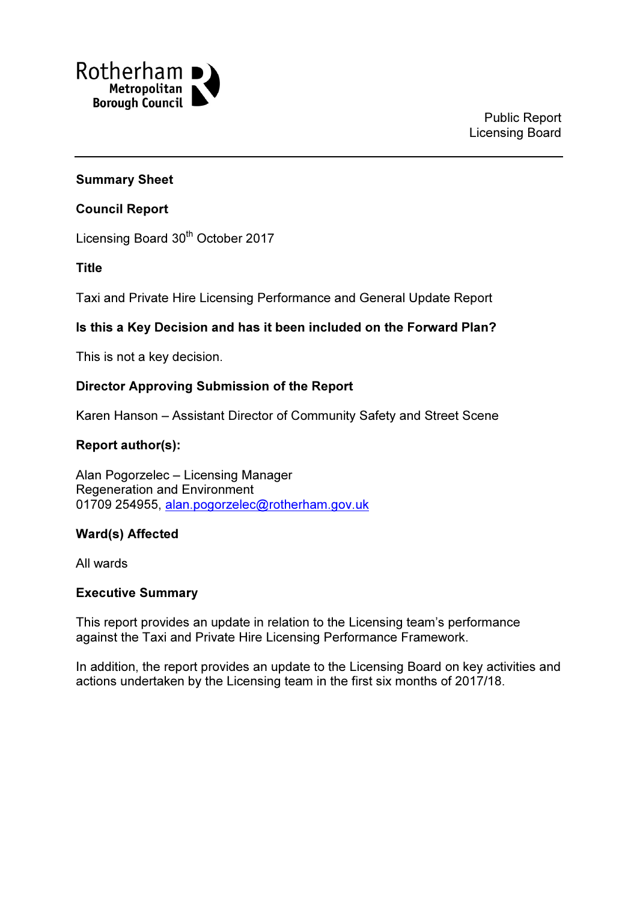Rotherham Metropolitan Borough Council

Public Report
Licensing Board

**Summary Sheet**

**Council Report**

Licensing Board 30th October 2017

**Title**

Taxi and Private Hire Licensing Performance and General Update Report

**Is this a Key Decision and has it been included on the Forward Plan?**

This is not a key decision.

**Director Approving Submission of the Report**

Karen Hanson – Assistant Director of Community Safety and Street Scene

**Report author(s):**

Alan Pogorzelec – Licensing Manager
Regeneration and Environment
01709 254955, alan.pogorzelec@rotherham.gov.uk

**Ward(s) Affected**

All wards

**Executive Summary**

This report provides an update in relation to the Licensing team's performance against the Taxi and Private Hire Licensing Performance Framework.

In addition, the report provides an update to the Licensing Board on key activities and actions undertaken by the Licensing team in the first six months of 2017/18.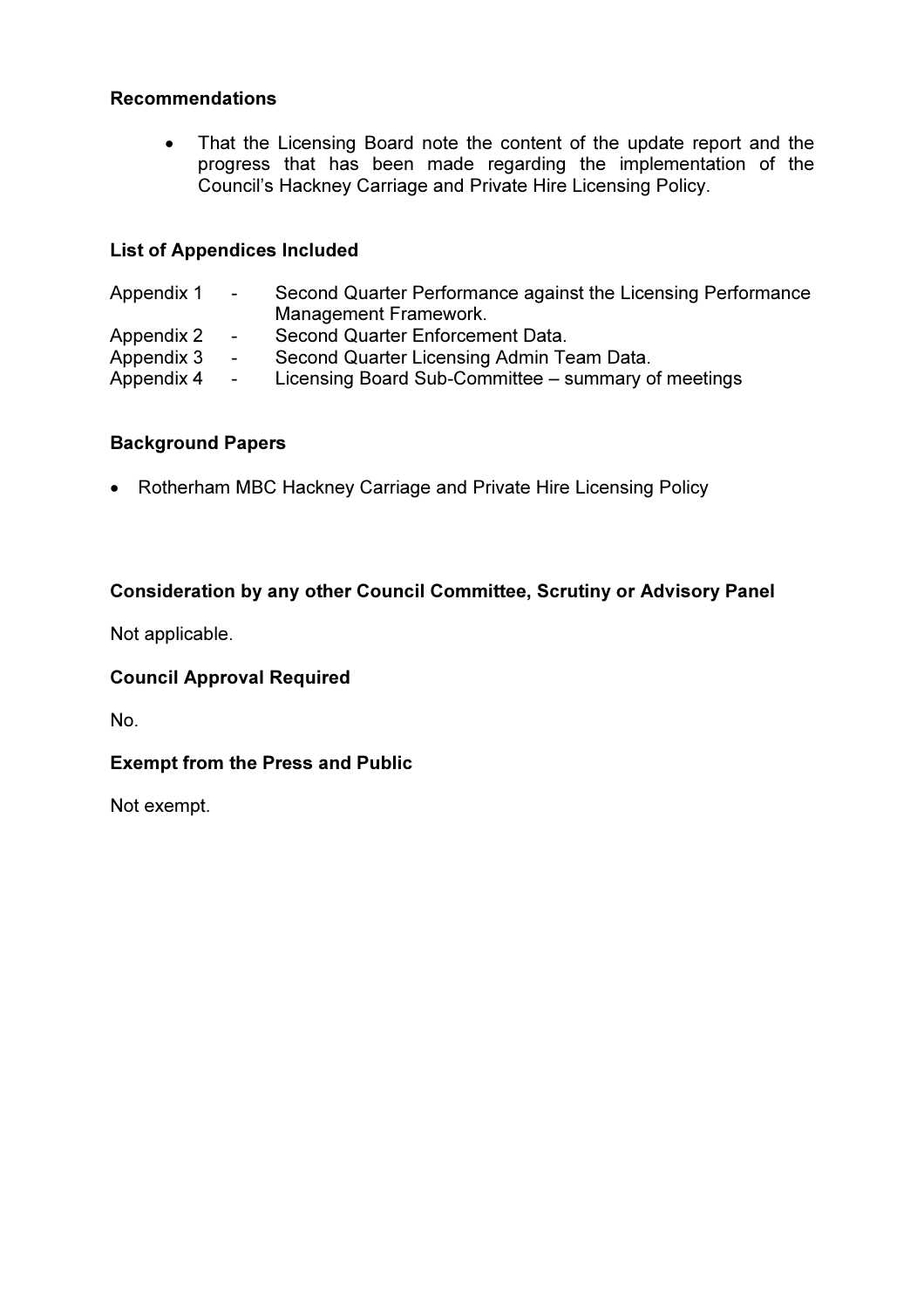**Recommendations**

- That the Licensing Board note the content of the update report and the progress that has been made regarding the implementation of the Council's Hackney Carriage and Private Hire Licensing Policy.

**List of Appendices Included**

Appendix 1 - Second Quarter Performance against the Licensing Performance Management Framework.
Appendix 2 - Second Quarter Enforcement Data.
Appendix 3 - Second Quarter Licensing Admin Team Data.
Appendix 4 - Licensing Board Sub-Committee – summary of meetings

**Background Papers**

- Rotherham MBC Hackney Carriage and Private Hire Licensing Policy

**Consideration by any other Council Committee, Scrutiny or Advisory Panel**

Not applicable.

**Council Approval Required**

No.

**Exempt from the Press and Public**

Not exempt.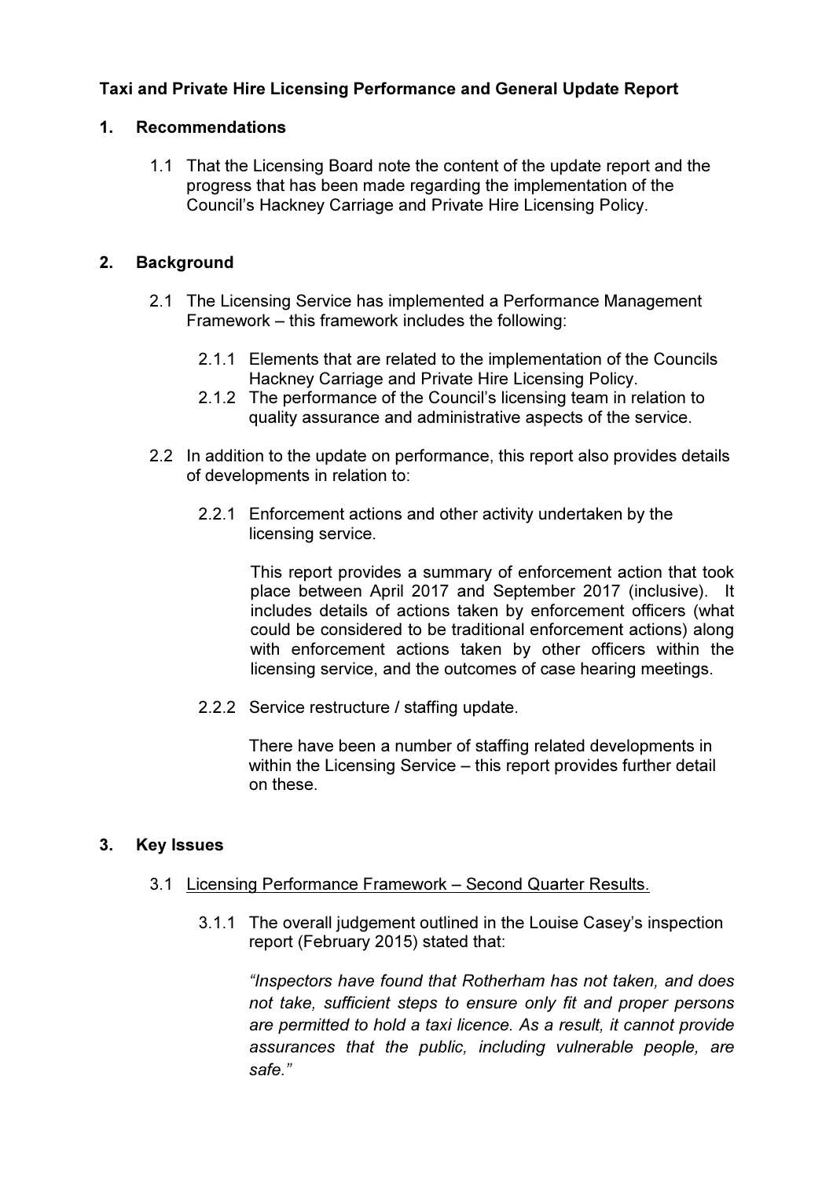**Taxi and Private Hire Licensing Performance and General Update Report**

**1. Recommendations**

1.1 That the Licensing Board note the content of the update report and the progress that has been made regarding the implementation of the Council's Hackney Carriage and Private Hire Licensing Policy.

**2. Background**

2.1 The Licensing Service has implemented a Performance Management Framework – this framework includes the following:

2.1.1 Elements that are related to the implementation of the Councils Hackney Carriage and Private Hire Licensing Policy.

2.1.2 The performance of the Council's licensing team in relation to quality assurance and administrative aspects of the service.

2.2 In addition to the update on performance, this report also provides details of developments in relation to:

2.2.1 Enforcement actions and other activity undertaken by the licensing service.

This report provides a summary of enforcement action that took place between April 2017 and September 2017 (inclusive). It includes details of actions taken by enforcement officers (what could be considered to be traditional enforcement actions) along with enforcement actions taken by other officers within the licensing service, and the outcomes of case hearing meetings.

2.2.2 Service restructure / staffing update.

There have been a number of staffing related developments in within the Licensing Service – this report provides further detail on these.

**3. Key Issues**

3.1 Licensing Performance Framework – Second Quarter Results.

3.1.1 The overall judgement outlined in the Louise Casey's inspection report (February 2015) stated that:

*"Inspectors have found that Rotherham has not taken, and does not take, sufficient steps to ensure only fit and proper persons are permitted to hold a taxi licence. As a result, it cannot provide assurances that the public, including vulnerable people, are safe."*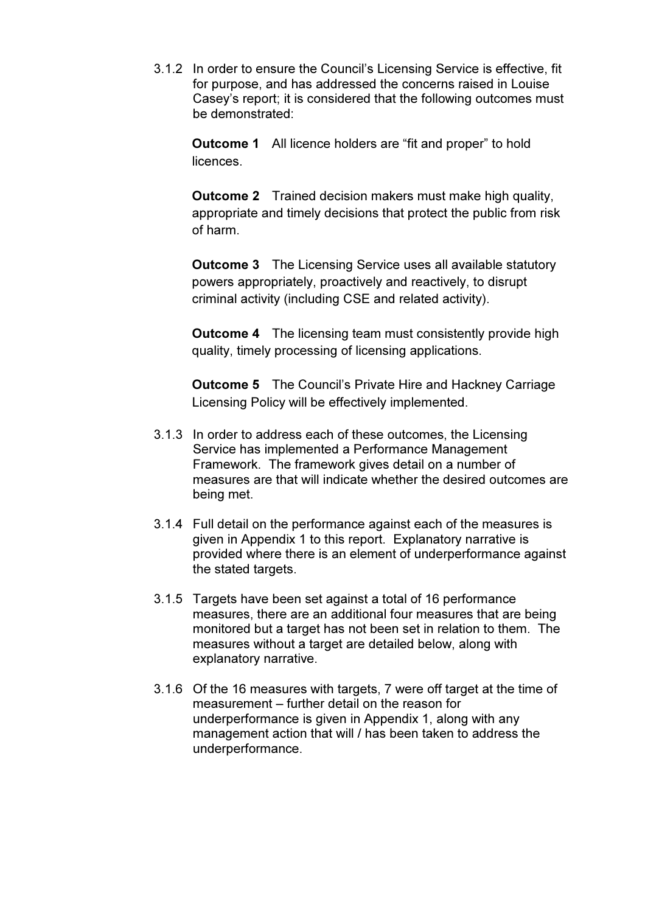3.1.2 In order to ensure the Council's Licensing Service is effective, fit for purpose, and has addressed the concerns raised in Louise Casey's report; it is considered that the following outcomes must be demonstrated:

**Outcome 1** All licence holders are "fit and proper" to hold licences.

**Outcome 2** Trained decision makers must make high quality, appropriate and timely decisions that protect the public from risk of harm.

**Outcome 3** The Licensing Service uses all available statutory powers appropriately, proactively and reactively, to disrupt criminal activity (including CSE and related activity).

**Outcome 4** The licensing team must consistently provide high quality, timely processing of licensing applications.

**Outcome 5** The Council's Private Hire and Hackney Carriage Licensing Policy will be effectively implemented.

3.1.3 In order to address each of these outcomes, the Licensing Service has implemented a Performance Management Framework. The framework gives detail on a number of measures are that will indicate whether the desired outcomes are being met.

3.1.4 Full detail on the performance against each of the measures is given in Appendix 1 to this report. Explanatory narrative is provided where there is an element of underperformance against the stated targets.

3.1.5 Targets have been set against a total of 16 performance measures, there are an additional four measures that are being monitored but a target has not been set in relation to them. The measures without a target are detailed below, along with explanatory narrative.

3.1.6 Of the 16 measures with targets, 7 were off target at the time of measurement – further detail on the reason for underperformance is given in Appendix 1, along with any management action that will / has been taken to address the underperformance.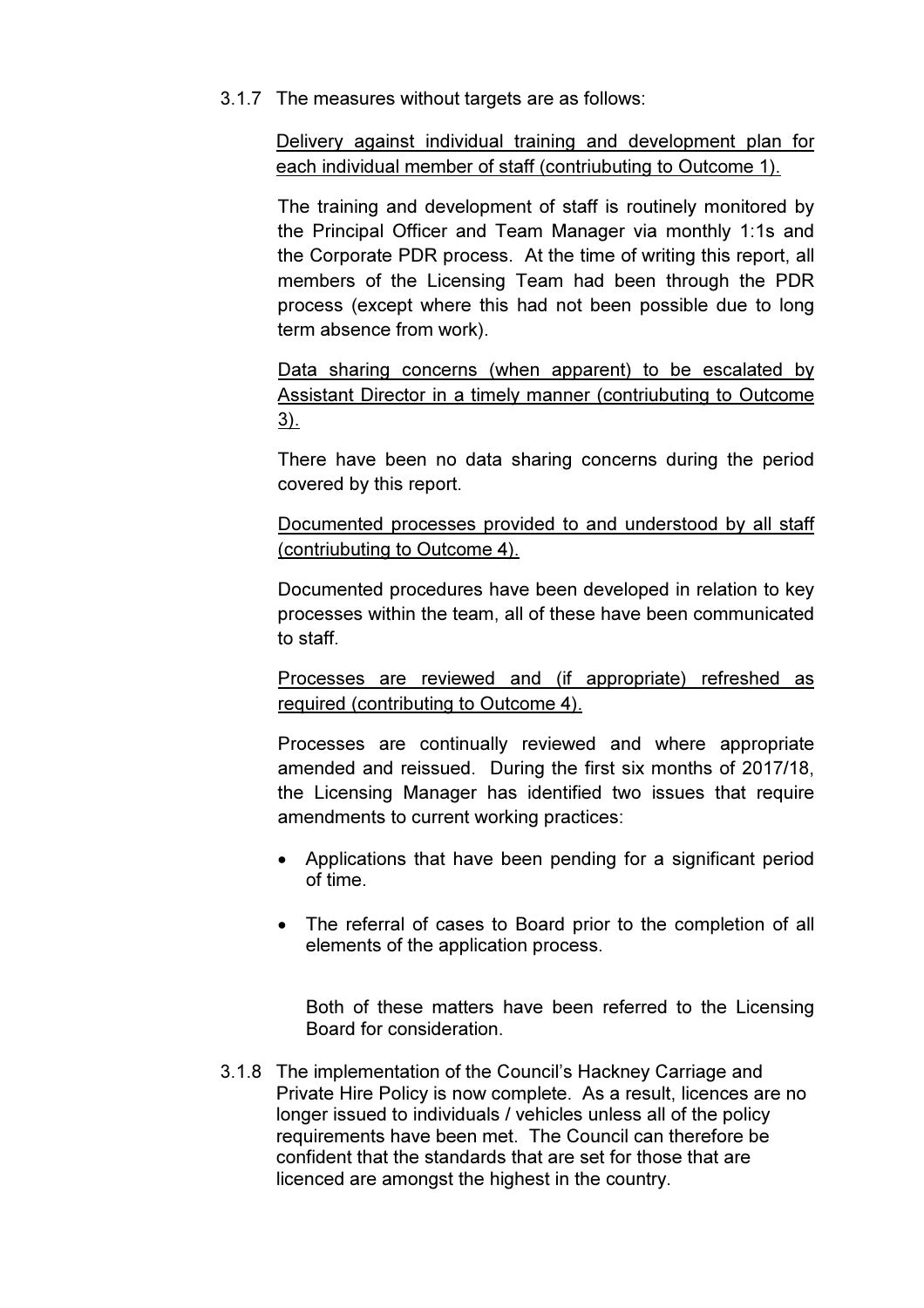3.1.7 The measures without targets are as follows:

<u>Delivery against individual training and development plan for each individual member of staff (contriubuting to Outcome 1).</u>

The training and development of staff is routinely monitored by the Principal Officer and Team Manager via monthly 1:1s and the Corporate PDR process. At the time of writing this report, all members of the Licensing Team had been through the PDR process (except where this had not been possible due to long term absence from work).

<u>Data sharing concerns (when apparent) to be escalated by Assistant Director in a timely manner (contriubuting to Outcome 3).</u>

There have been no data sharing concerns during the period covered by this report.

<u>Documented processes provided to and understood by all staff (contriubuting to Outcome 4).</u>

Documented procedures have been developed in relation to key processes within the team, all of these have been communicated to staff.

<u>Processes are reviewed and (if appropriate) refreshed as required (contributing to Outcome 4).</u>

Processes are continually reviewed and where appropriate amended and reissued. During the first six months of 2017/18, the Licensing Manager has identified two issues that require amendments to current working practices:

- Applications that have been pending for a significant period of time.
- The referral of cases to Board prior to the completion of all elements of the application process.

Both of these matters have been referred to the Licensing Board for consideration.

3.1.8 The implementation of the Council's Hackney Carriage and Private Hire Policy is now complete. As a result, licences are no longer issued to individuals / vehicles unless all of the policy requirements have been met. The Council can therefore be confident that the standards that are set for those that are licenced are amongst the highest in the country.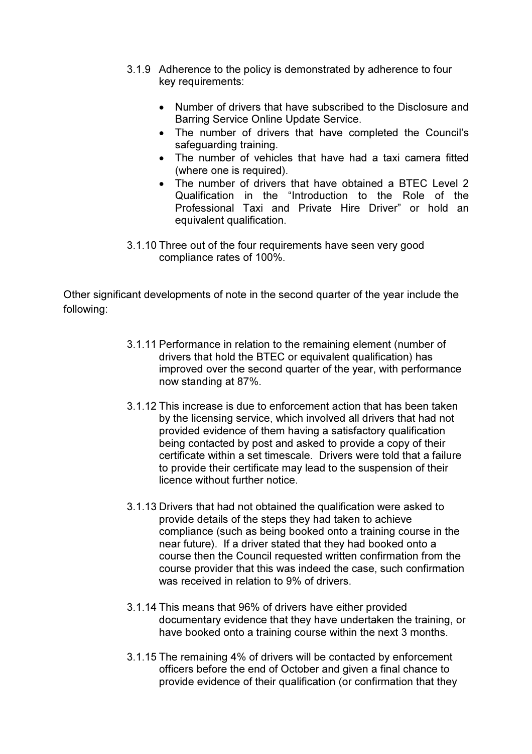3.1.9 Adherence to the policy is demonstrated by adherence to four key requirements:

- Number of drivers that have subscribed to the Disclosure and Barring Service Online Update Service.
- The number of drivers that have completed the Council's safeguarding training.
- The number of vehicles that have had a taxi camera fitted (where one is required).
- The number of drivers that have obtained a BTEC Level 2 Qualification in the "Introduction to the Role of the Professional Taxi and Private Hire Driver" or hold an equivalent qualification.

3.1.10 Three out of the four requirements have seen very good compliance rates of 100%.

Other significant developments of note in the second quarter of the year include the following:

3.1.11 Performance in relation to the remaining element (number of drivers that hold the BTEC or equivalent qualification) has improved over the second quarter of the year, with performance now standing at 87%.

3.1.12 This increase is due to enforcement action that has been taken by the licensing service, which involved all drivers that had not provided evidence of them having a satisfactory qualification being contacted by post and asked to provide a copy of their certificate within a set timescale. Drivers were told that a failure to provide their certificate may lead to the suspension of their licence without further notice.

3.1.13 Drivers that had not obtained the qualification were asked to provide details of the steps they had taken to achieve compliance (such as being booked onto a training course in the near future). If a driver stated that they had booked onto a course then the Council requested written confirmation from the course provider that this was indeed the case, such confirmation was received in relation to 9% of drivers.

3.1.14 This means that 96% of drivers have either provided documentary evidence that they have undertaken the training, or have booked onto a training course within the next 3 months.

3.1.15 The remaining 4% of drivers will be contacted by enforcement officers before the end of October and given a final chance to provide evidence of their qualification (or confirmation that they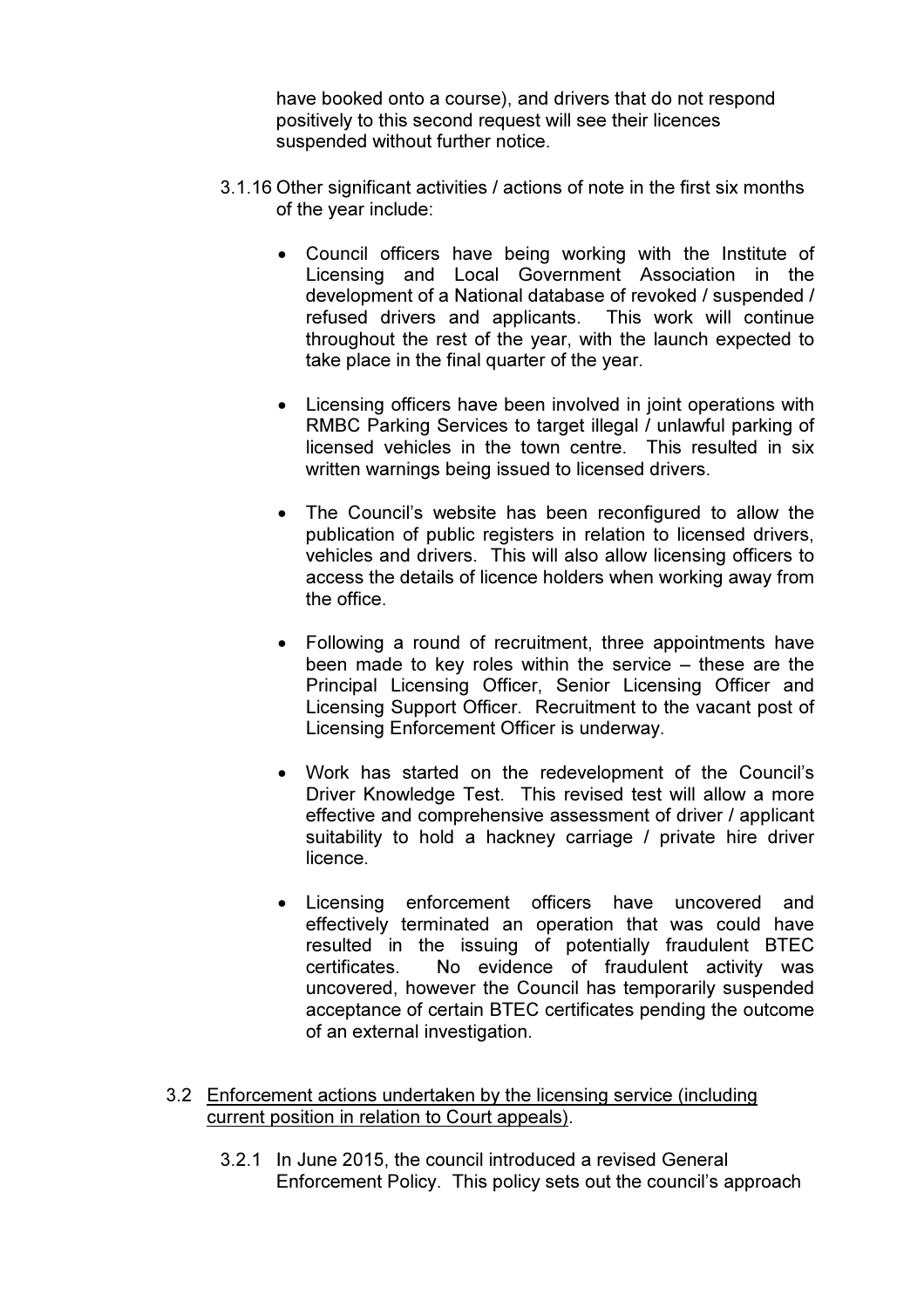have booked onto a course), and drivers that do not respond positively to this second request will see their licences suspended without further notice.

3.1.16 Other significant activities / actions of note in the first six months of the year include:

- Council officers have being working with the Institute of Licensing and Local Government Association in the development of a National database of revoked / suspended / refused drivers and applicants. This work will continue throughout the rest of the year, with the launch expected to take place in the final quarter of the year.

- Licensing officers have been involved in joint operations with RMBC Parking Services to target illegal / unlawful parking of licensed vehicles in the town centre. This resulted in six written warnings being issued to licensed drivers.

- The Council's website has been reconfigured to allow the publication of public registers in relation to licensed drivers, vehicles and drivers. This will also allow licensing officers to access the details of licence holders when working away from the office.

- Following a round of recruitment, three appointments have been made to key roles within the service – these are the Principal Licensing Officer, Senior Licensing Officer and Licensing Support Officer. Recruitment to the vacant post of Licensing Enforcement Officer is underway.

- Work has started on the redevelopment of the Council's Driver Knowledge Test. This revised test will allow a more effective and comprehensive assessment of driver / applicant suitability to hold a hackney carriage / private hire driver licence.

- Licensing enforcement officers have uncovered and effectively terminated an operation that was could have resulted in the issuing of potentially fraudulent BTEC certificates. No evidence of fraudulent activity was uncovered, however the Council has temporarily suspended acceptance of certain BTEC certificates pending the outcome of an external investigation.

3.2 <u>Enforcement actions undertaken by the licensing service (including current position in relation to Court appeals)</u>.

3.2.1 In June 2015, the council introduced a revised General Enforcement Policy. This policy sets out the council's approach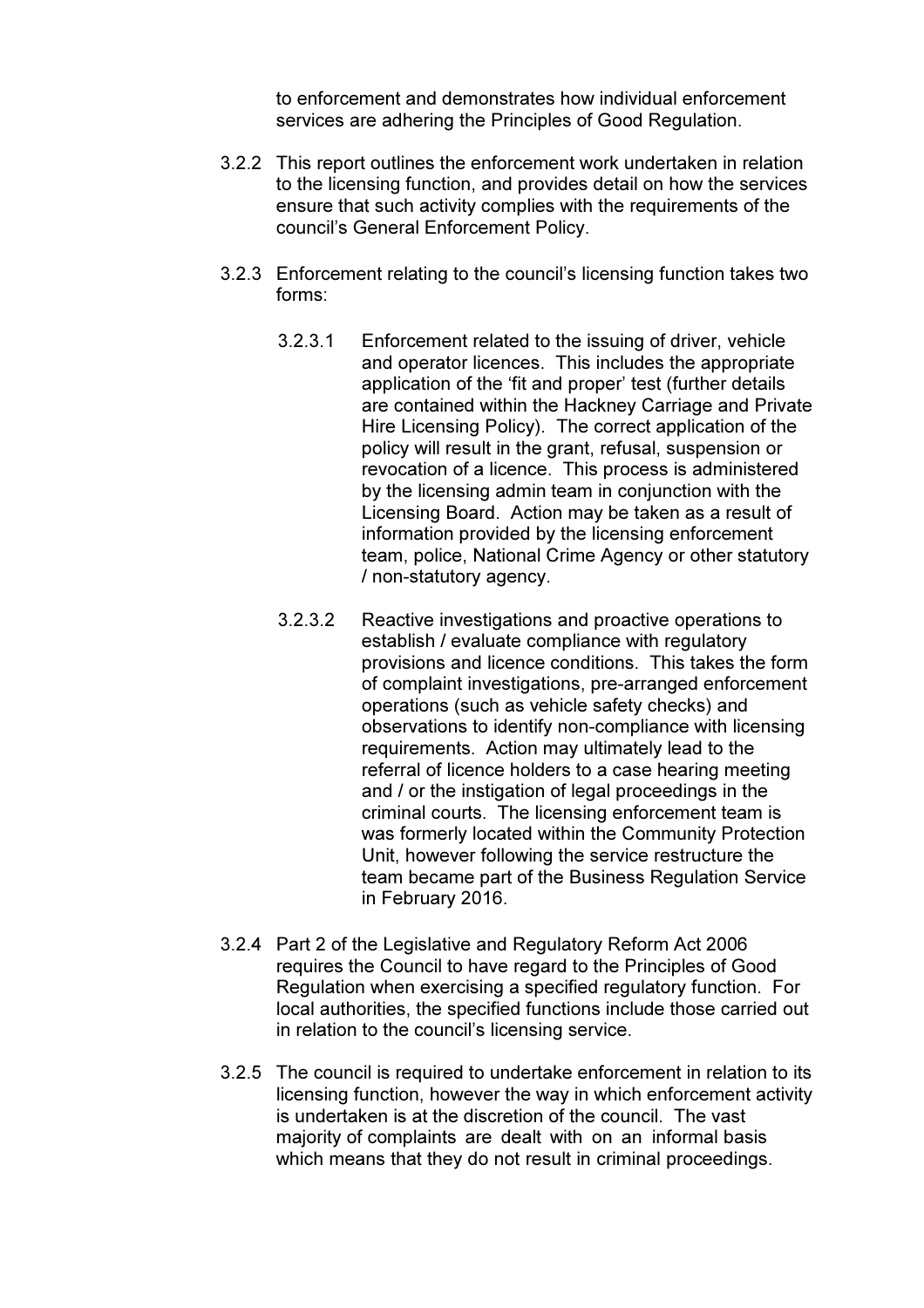to enforcement and demonstrates how individual enforcement services are adhering the Principles of Good Regulation.

3.2.2 This report outlines the enforcement work undertaken in relation to the licensing function, and provides detail on how the services ensure that such activity complies with the requirements of the council's General Enforcement Policy.

3.2.3 Enforcement relating to the council's licensing function takes two forms:

3.2.3.1 Enforcement related to the issuing of driver, vehicle and operator licences. This includes the appropriate application of the 'fit and proper' test (further details are contained within the Hackney Carriage and Private Hire Licensing Policy). The correct application of the policy will result in the grant, refusal, suspension or revocation of a licence. This process is administered by the licensing admin team in conjunction with the Licensing Board. Action may be taken as a result of information provided by the licensing enforcement team, police, National Crime Agency or other statutory / non-statutory agency.

3.2.3.2 Reactive investigations and proactive operations to establish / evaluate compliance with regulatory provisions and licence conditions. This takes the form of complaint investigations, pre-arranged enforcement operations (such as vehicle safety checks) and observations to identify non-compliance with licensing requirements. Action may ultimately lead to the referral of licence holders to a case hearing meeting and / or the instigation of legal proceedings in the criminal courts. The licensing enforcement team is was formerly located within the Community Protection Unit, however following the service restructure the team became part of the Business Regulation Service in February 2016.

3.2.4 Part 2 of the Legislative and Regulatory Reform Act 2006 requires the Council to have regard to the Principles of Good Regulation when exercising a specified regulatory function. For local authorities, the specified functions include those carried out in relation to the council's licensing service.

3.2.5 The council is required to undertake enforcement in relation to its licensing function, however the way in which enforcement activity is undertaken is at the discretion of the council. The vast majority of complaints are dealt with on an informal basis which means that they do not result in criminal proceedings.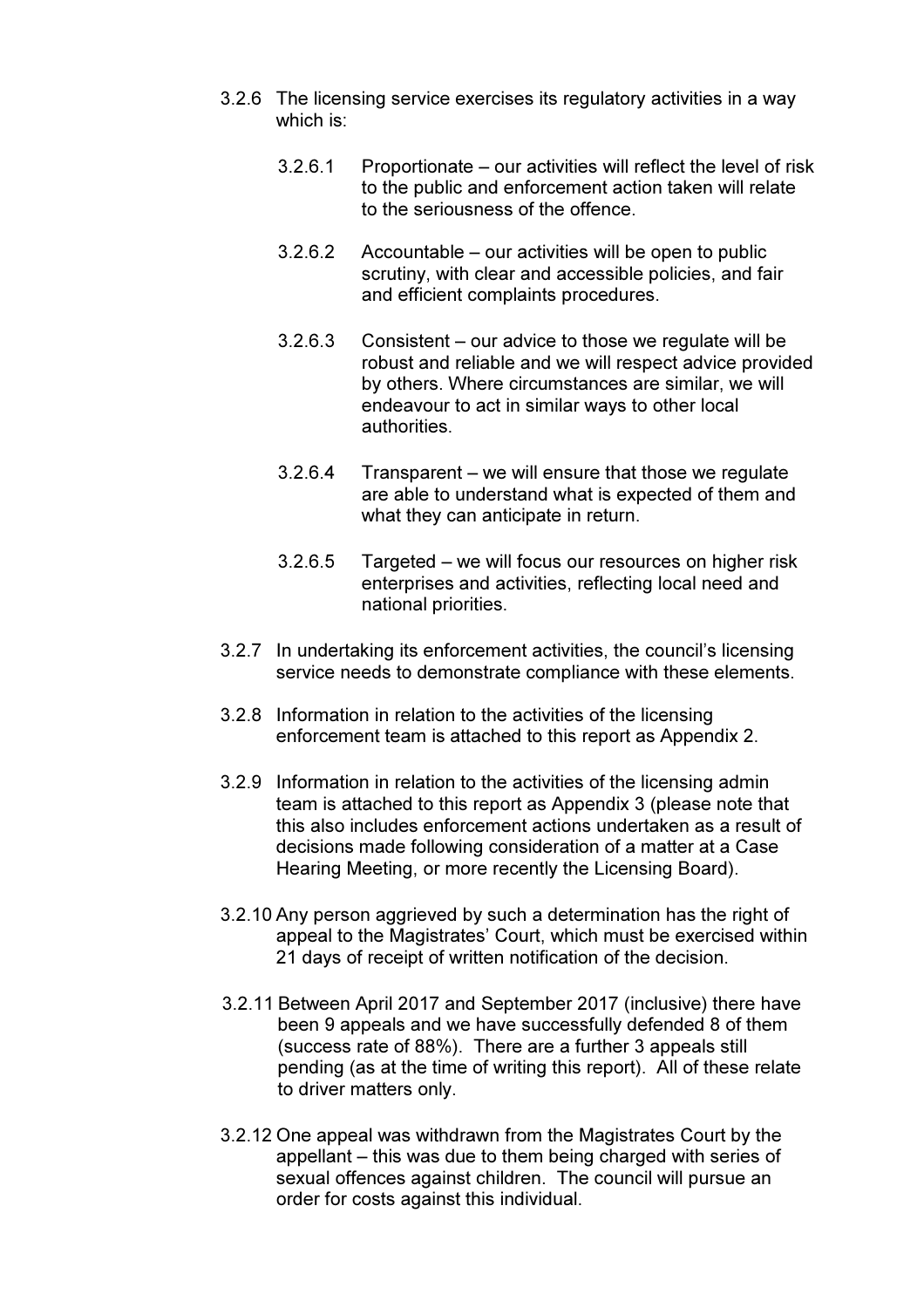3.2.6 The licensing service exercises its regulatory activities in a way which is:

3.2.6.1 Proportionate – our activities will reflect the level of risk to the public and enforcement action taken will relate to the seriousness of the offence.

3.2.6.2 Accountable – our activities will be open to public scrutiny, with clear and accessible policies, and fair and efficient complaints procedures.

3.2.6.3 Consistent – our advice to those we regulate will be robust and reliable and we will respect advice provided by others. Where circumstances are similar, we will endeavour to act in similar ways to other local authorities.

3.2.6.4 Transparent – we will ensure that those we regulate are able to understand what is expected of them and what they can anticipate in return.

3.2.6.5 Targeted – we will focus our resources on higher risk enterprises and activities, reflecting local need and national priorities.

3.2.7 In undertaking its enforcement activities, the council's licensing service needs to demonstrate compliance with these elements.

3.2.8 Information in relation to the activities of the licensing enforcement team is attached to this report as Appendix 2.

3.2.9 Information in relation to the activities of the licensing admin team is attached to this report as Appendix 3 (please note that this also includes enforcement actions undertaken as a result of decisions made following consideration of a matter at a Case Hearing Meeting, or more recently the Licensing Board).

3.2.10 Any person aggrieved by such a determination has the right of appeal to the Magistrates' Court, which must be exercised within 21 days of receipt of written notification of the decision.

3.2.11 Between April 2017 and September 2017 (inclusive) there have been 9 appeals and we have successfully defended 8 of them (success rate of 88%). There are a further 3 appeals still pending (as at the time of writing this report). All of these relate to driver matters only.

3.2.12 One appeal was withdrawn from the Magistrates Court by the appellant – this was due to them being charged with series of sexual offences against children. The council will pursue an order for costs against this individual.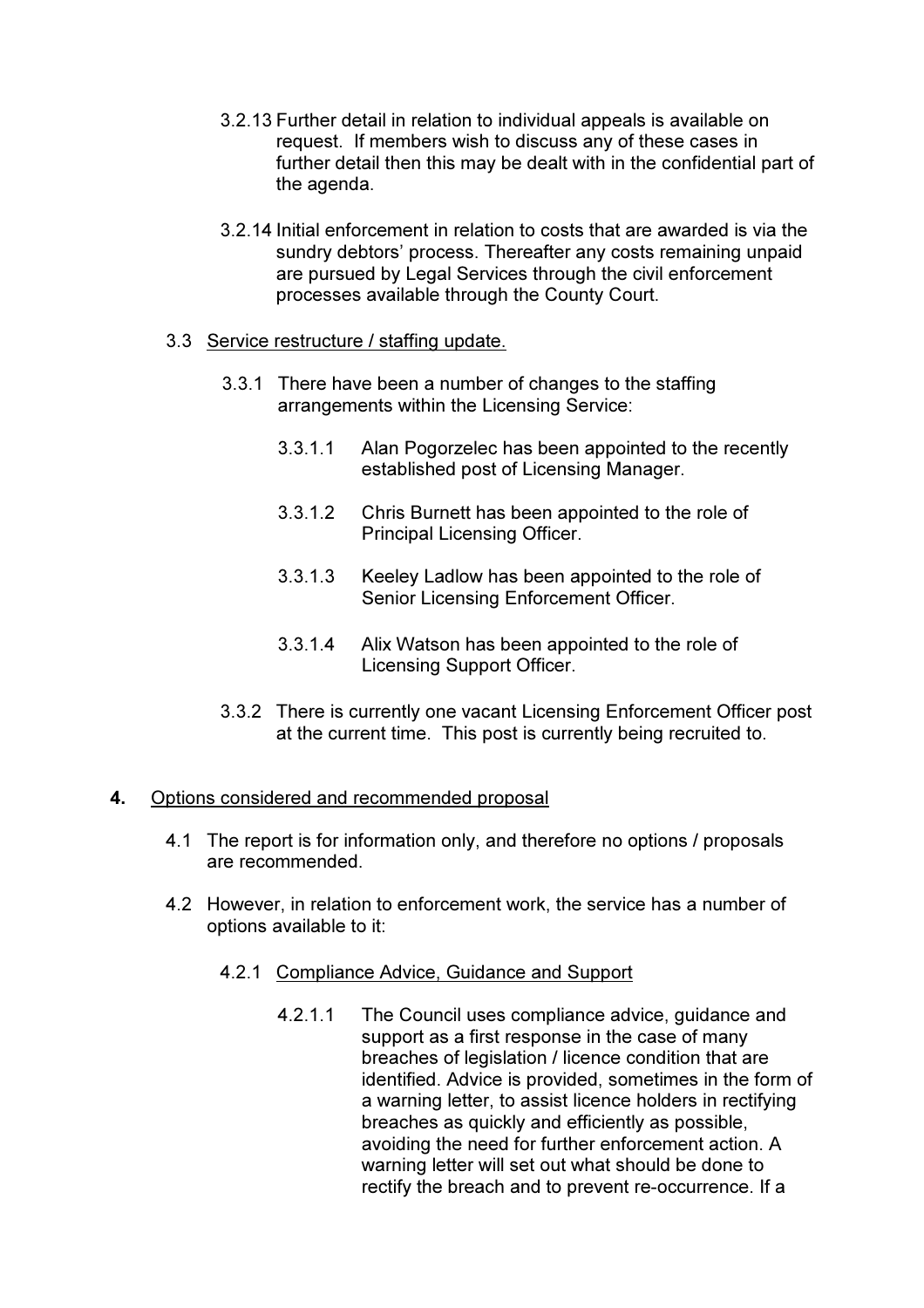3.2.13 Further detail in relation to individual appeals is available on request. If members wish to discuss any of these cases in further detail then this may be dealt with in the confidential part of the agenda.

3.2.14 Initial enforcement in relation to costs that are awarded is via the sundry debtors' process. Thereafter any costs remaining unpaid are pursued by Legal Services through the civil enforcement processes available through the County Court.

3.3 <u>Service restructure / staffing update.</u>

3.3.1 There have been a number of changes to the staffing arrangements within the Licensing Service:

3.3.1.1 Alan Pogorzelec has been appointed to the recently established post of Licensing Manager.

3.3.1.2 Chris Burnett has been appointed to the role of Principal Licensing Officer.

3.3.1.3 Keeley Ladlow has been appointed to the role of Senior Licensing Enforcement Officer.

3.3.1.4 Alix Watson has been appointed to the role of Licensing Support Officer.

3.3.2 There is currently one vacant Licensing Enforcement Officer post at the current time. This post is currently being recruited to.

**4.** <u>Options considered and recommended proposal</u>

4.1 The report is for information only, and therefore no options / proposals are recommended.

4.2 However, in relation to enforcement work, the service has a number of options available to it:

4.2.1 <u>Compliance Advice, Guidance and Support</u>

4.2.1.1 The Council uses compliance advice, guidance and support as a first response in the case of many breaches of legislation / licence condition that are identified. Advice is provided, sometimes in the form of a warning letter, to assist licence holders in rectifying breaches as quickly and efficiently as possible, avoiding the need for further enforcement action. A warning letter will set out what should be done to rectify the breach and to prevent re-occurrence. If a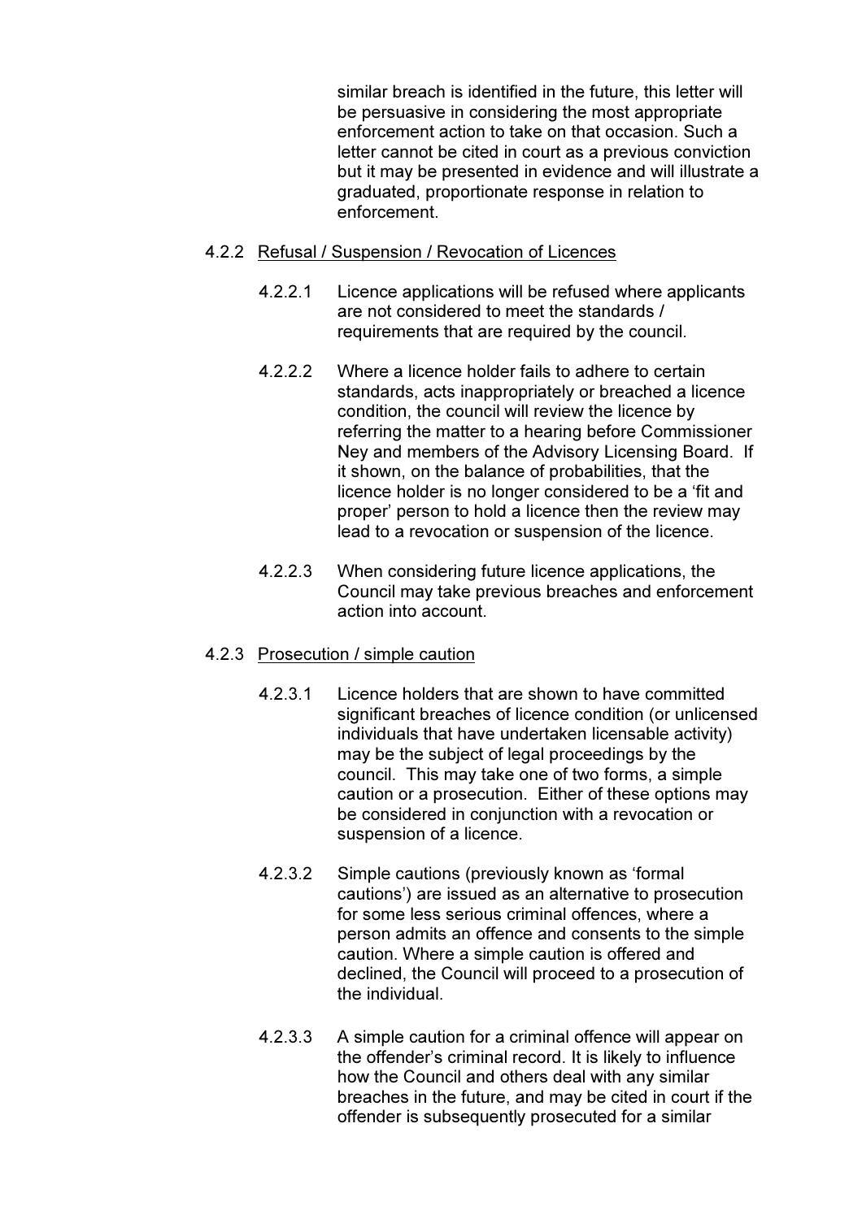similar breach is identified in the future, this letter will be persuasive in considering the most appropriate enforcement action to take on that occasion. Such a letter cannot be cited in court as a previous conviction but it may be presented in evidence and will illustrate a graduated, proportionate response in relation to enforcement.

4.2.2 Refusal / Suspension / Revocation of Licences

4.2.2.1 Licence applications will be refused where applicants are not considered to meet the standards / requirements that are required by the council.

4.2.2.2 Where a licence holder fails to adhere to certain standards, acts inappropriately or breached a licence condition, the council will review the licence by referring the matter to a hearing before Commissioner Ney and members of the Advisory Licensing Board. If it shown, on the balance of probabilities, that the licence holder is no longer considered to be a 'fit and proper' person to hold a licence then the review may lead to a revocation or suspension of the licence.

4.2.2.3 When considering future licence applications, the Council may take previous breaches and enforcement action into account.

4.2.3 Prosecution / simple caution

4.2.3.1 Licence holders that are shown to have committed significant breaches of licence condition (or unlicensed individuals that have undertaken licensable activity) may be the subject of legal proceedings by the council. This may take one of two forms, a simple caution or a prosecution. Either of these options may be considered in conjunction with a revocation or suspension of a licence.

4.2.3.2 Simple cautions (previously known as 'formal cautions') are issued as an alternative to prosecution for some less serious criminal offences, where a person admits an offence and consents to the simple caution. Where a simple caution is offered and declined, the Council will proceed to a prosecution of the individual.

4.2.3.3 A simple caution for a criminal offence will appear on the offender's criminal record. It is likely to influence how the Council and others deal with any similar breaches in the future, and may be cited in court if the offender is subsequently prosecuted for a similar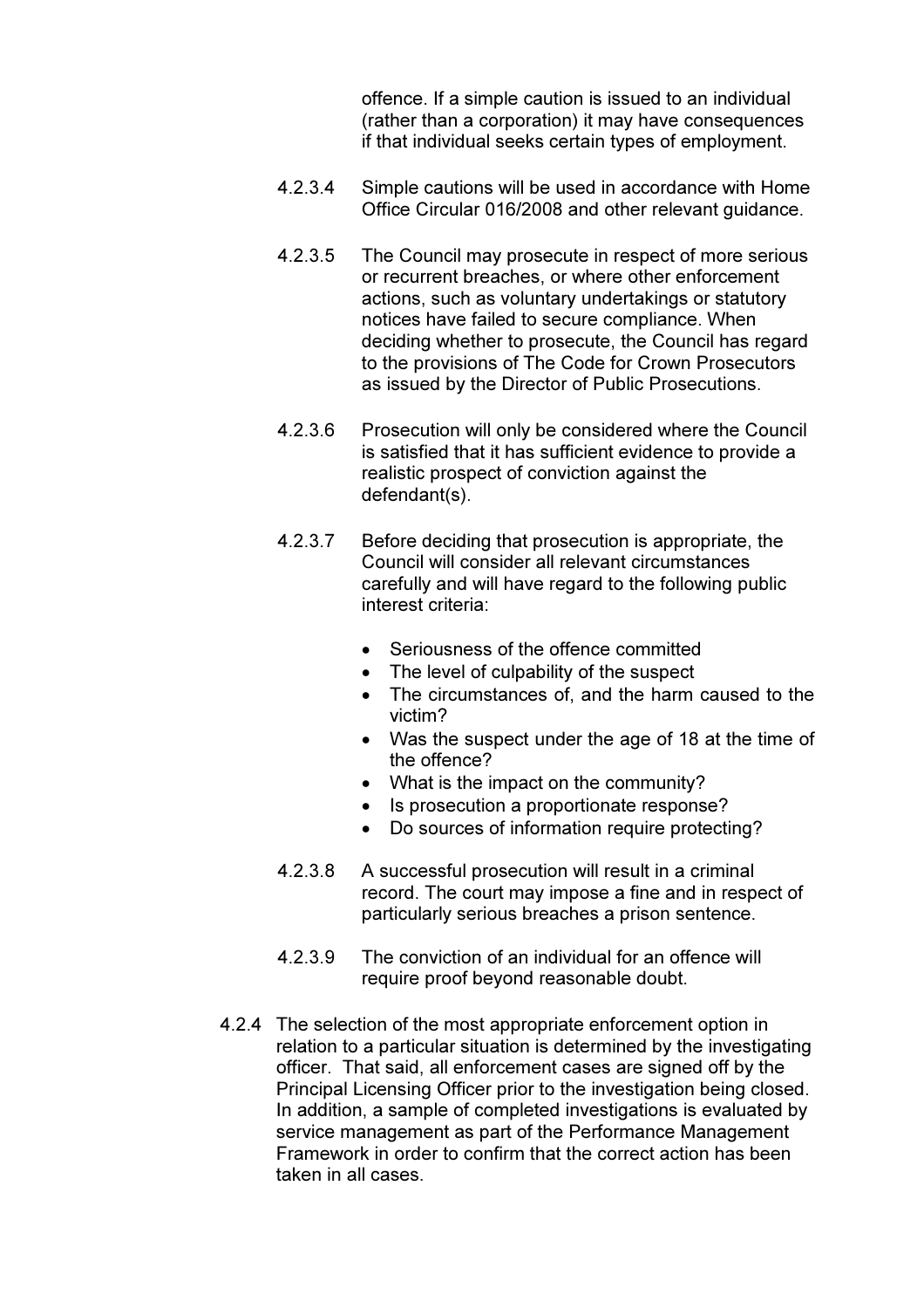offence. If a simple caution is issued to an individual (rather than a corporation) it may have consequences if that individual seeks certain types of employment.

4.2.3.4 Simple cautions will be used in accordance with Home Office Circular 016/2008 and other relevant guidance.

4.2.3.5 The Council may prosecute in respect of more serious or recurrent breaches, or where other enforcement actions, such as voluntary undertakings or statutory notices have failed to secure compliance. When deciding whether to prosecute, the Council has regard to the provisions of The Code for Crown Prosecutors as issued by the Director of Public Prosecutions.

4.2.3.6 Prosecution will only be considered where the Council is satisfied that it has sufficient evidence to provide a realistic prospect of conviction against the defendant(s).

4.2.3.7 Before deciding that prosecution is appropriate, the Council will consider all relevant circumstances carefully and will have regard to the following public interest criteria:

- Seriousness of the offence committed
- The level of culpability of the suspect
- The circumstances of, and the harm caused to the victim?
- Was the suspect under the age of 18 at the time of the offence?
- What is the impact on the community?
- Is prosecution a proportionate response?
- Do sources of information require protecting?

4.2.3.8 A successful prosecution will result in a criminal record. The court may impose a fine and in respect of particularly serious breaches a prison sentence.

4.2.3.9 The conviction of an individual for an offence will require proof beyond reasonable doubt.

4.2.4 The selection of the most appropriate enforcement option in relation to a particular situation is determined by the investigating officer. That said, all enforcement cases are signed off by the Principal Licensing Officer prior to the investigation being closed. In addition, a sample of completed investigations is evaluated by service management as part of the Performance Management Framework in order to confirm that the correct action has been taken in all cases.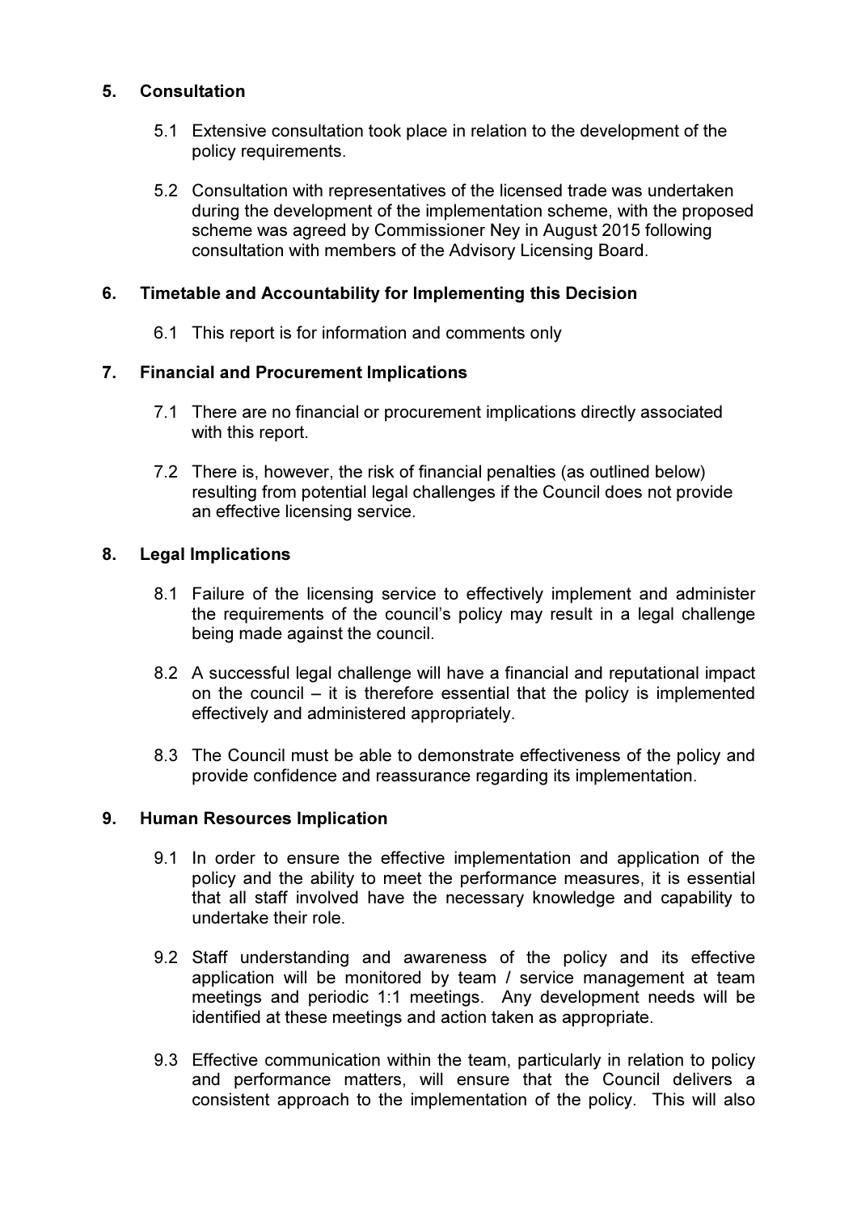## 5. Consultation

5.1 Extensive consultation took place in relation to the development of the policy requirements.

5.2 Consultation with representatives of the licensed trade was undertaken during the development of the implementation scheme, with the proposed scheme was agreed by Commissioner Ney in August 2015 following consultation with members of the Advisory Licensing Board.

## 6. Timetable and Accountability for Implementing this Decision

6.1 This report is for information and comments only

## 7. Financial and Procurement Implications

7.1 There are no financial or procurement implications directly associated with this report.

7.2 There is, however, the risk of financial penalties (as outlined below) resulting from potential legal challenges if the Council does not provide an effective licensing service.

## 8. Legal Implications

8.1 Failure of the licensing service to effectively implement and administer the requirements of the council's policy may result in a legal challenge being made against the council.

8.2 A successful legal challenge will have a financial and reputational impact on the council – it is therefore essential that the policy is implemented effectively and administered appropriately.

8.3 The Council must be able to demonstrate effectiveness of the policy and provide confidence and reassurance regarding its implementation.

## 9. Human Resources Implication

9.1 In order to ensure the effective implementation and application of the policy and the ability to meet the performance measures, it is essential that all staff involved have the necessary knowledge and capability to undertake their role.

9.2 Staff understanding and awareness of the policy and its effective application will be monitored by team / service management at team meetings and periodic 1:1 meetings. Any development needs will be identified at these meetings and action taken as appropriate.

9.3 Effective communication within the team, particularly in relation to policy and performance matters, will ensure that the Council delivers a consistent approach to the implementation of the policy. This will also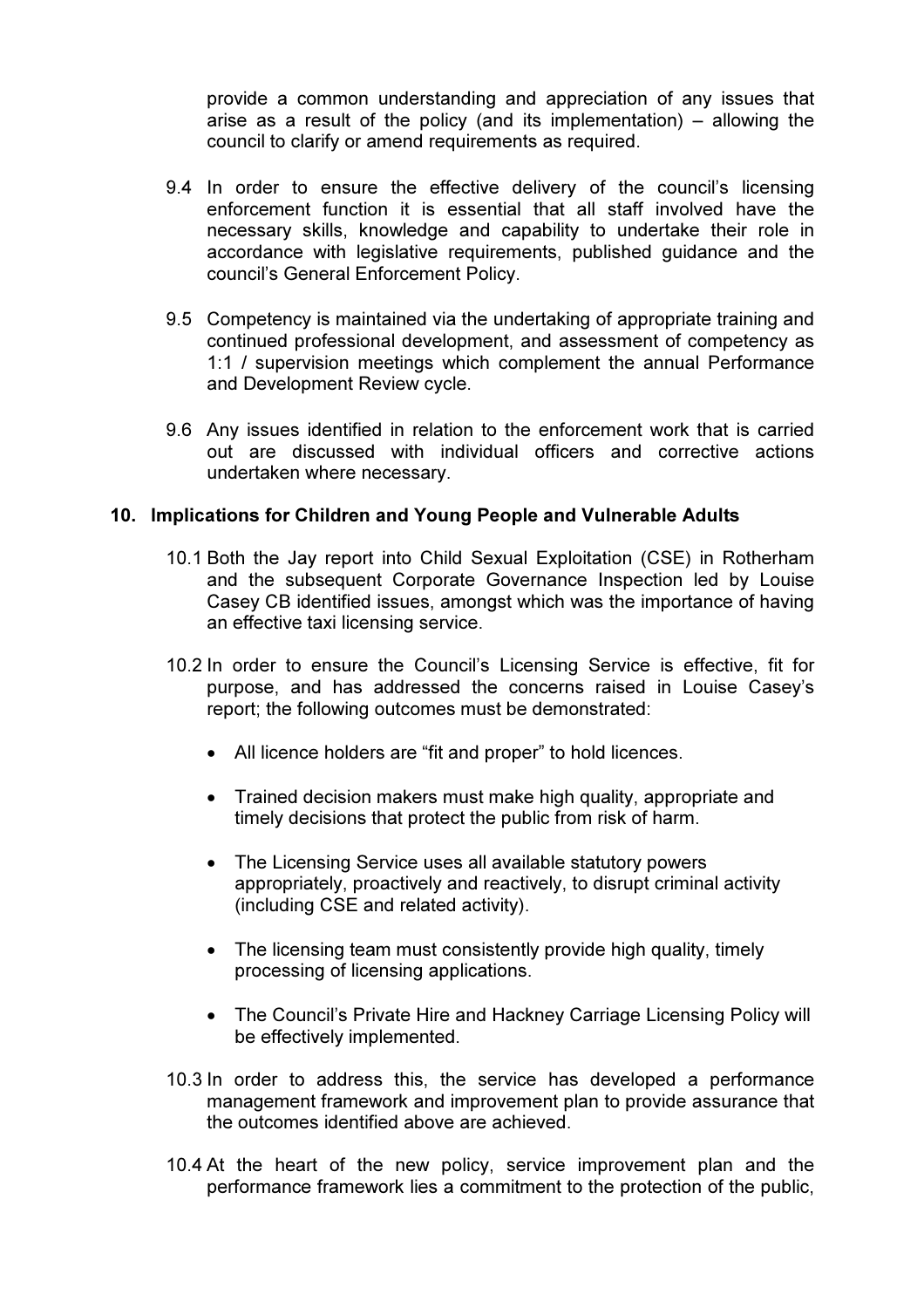provide a common understanding and appreciation of any issues that arise as a result of the policy (and its implementation) – allowing the council to clarify or amend requirements as required.

9.4 In order to ensure the effective delivery of the council's licensing enforcement function it is essential that all staff involved have the necessary skills, knowledge and capability to undertake their role in accordance with legislative requirements, published guidance and the council's General Enforcement Policy.

9.5 Competency is maintained via the undertaking of appropriate training and continued professional development, and assessment of competency as 1:1 / supervision meetings which complement the annual Performance and Development Review cycle.

9.6 Any issues identified in relation to the enforcement work that is carried out are discussed with individual officers and corrective actions undertaken where necessary.

## 10. Implications for Children and Young People and Vulnerable Adults

10.1 Both the Jay report into Child Sexual Exploitation (CSE) in Rotherham and the subsequent Corporate Governance Inspection led by Louise Casey CB identified issues, amongst which was the importance of having an effective taxi licensing service.

10.2 In order to ensure the Council's Licensing Service is effective, fit for purpose, and has addressed the concerns raised in Louise Casey's report; the following outcomes must be demonstrated:

- All licence holders are "fit and proper" to hold licences.
- Trained decision makers must make high quality, appropriate and timely decisions that protect the public from risk of harm.
- The Licensing Service uses all available statutory powers appropriately, proactively and reactively, to disrupt criminal activity (including CSE and related activity).
- The licensing team must consistently provide high quality, timely processing of licensing applications.
- The Council's Private Hire and Hackney Carriage Licensing Policy will be effectively implemented.

10.3 In order to address this, the service has developed a performance management framework and improvement plan to provide assurance that the outcomes identified above are achieved.

10.4 At the heart of the new policy, service improvement plan and the performance framework lies a commitment to the protection of the public,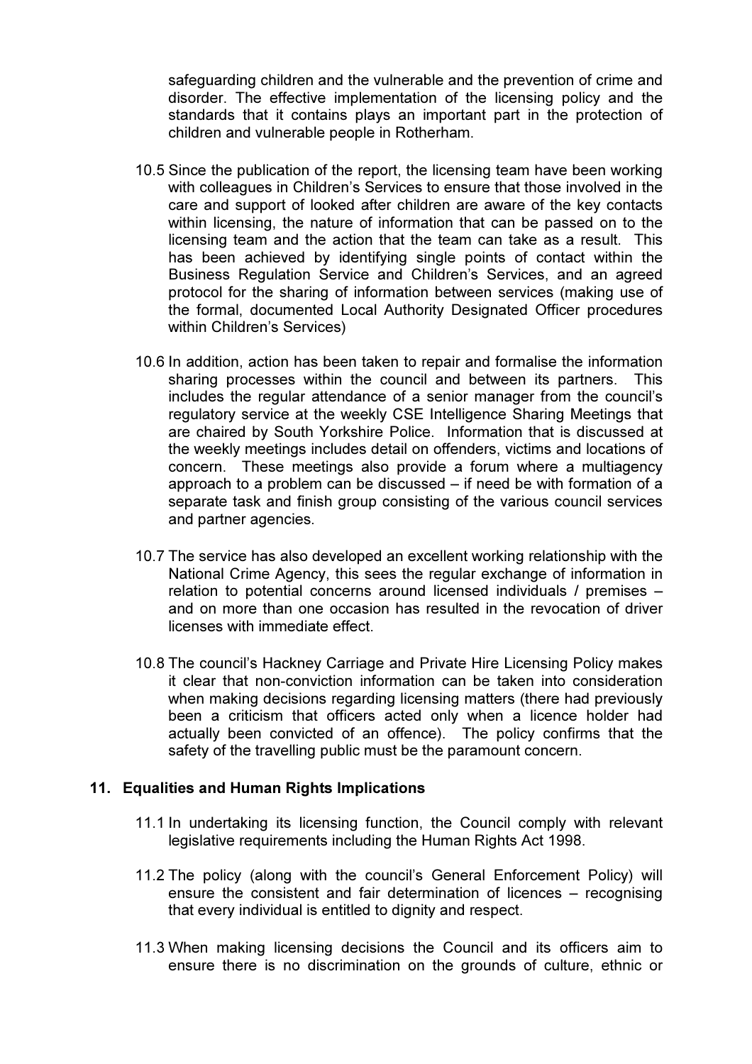safeguarding children and the vulnerable and the prevention of crime and disorder. The effective implementation of the licensing policy and the standards that it contains plays an important part in the protection of children and vulnerable people in Rotherham.

10.5 Since the publication of the report, the licensing team have been working with colleagues in Children's Services to ensure that those involved in the care and support of looked after children are aware of the key contacts within licensing, the nature of information that can be passed on to the licensing team and the action that the team can take as a result. This has been achieved by identifying single points of contact within the Business Regulation Service and Children's Services, and an agreed protocol for the sharing of information between services (making use of the formal, documented Local Authority Designated Officer procedures within Children's Services)

10.6 In addition, action has been taken to repair and formalise the information sharing processes within the council and between its partners. This includes the regular attendance of a senior manager from the council's regulatory service at the weekly CSE Intelligence Sharing Meetings that are chaired by South Yorkshire Police. Information that is discussed at the weekly meetings includes detail on offenders, victims and locations of concern. These meetings also provide a forum where a multiagency approach to a problem can be discussed – if need be with formation of a separate task and finish group consisting of the various council services and partner agencies.

10.7 The service has also developed an excellent working relationship with the National Crime Agency, this sees the regular exchange of information in relation to potential concerns around licensed individuals / premises – and on more than one occasion has resulted in the revocation of driver licenses with immediate effect.

10.8 The council's Hackney Carriage and Private Hire Licensing Policy makes it clear that non-conviction information can be taken into consideration when making decisions regarding licensing matters (there had previously been a criticism that officers acted only when a licence holder had actually been convicted of an offence). The policy confirms that the safety of the travelling public must be the paramount concern.

## 11. Equalities and Human Rights Implications

11.1 In undertaking its licensing function, the Council comply with relevant legislative requirements including the Human Rights Act 1998.

11.2 The policy (along with the council's General Enforcement Policy) will ensure the consistent and fair determination of licences – recognising that every individual is entitled to dignity and respect.

11.3 When making licensing decisions the Council and its officers aim to ensure there is no discrimination on the grounds of culture, ethnic or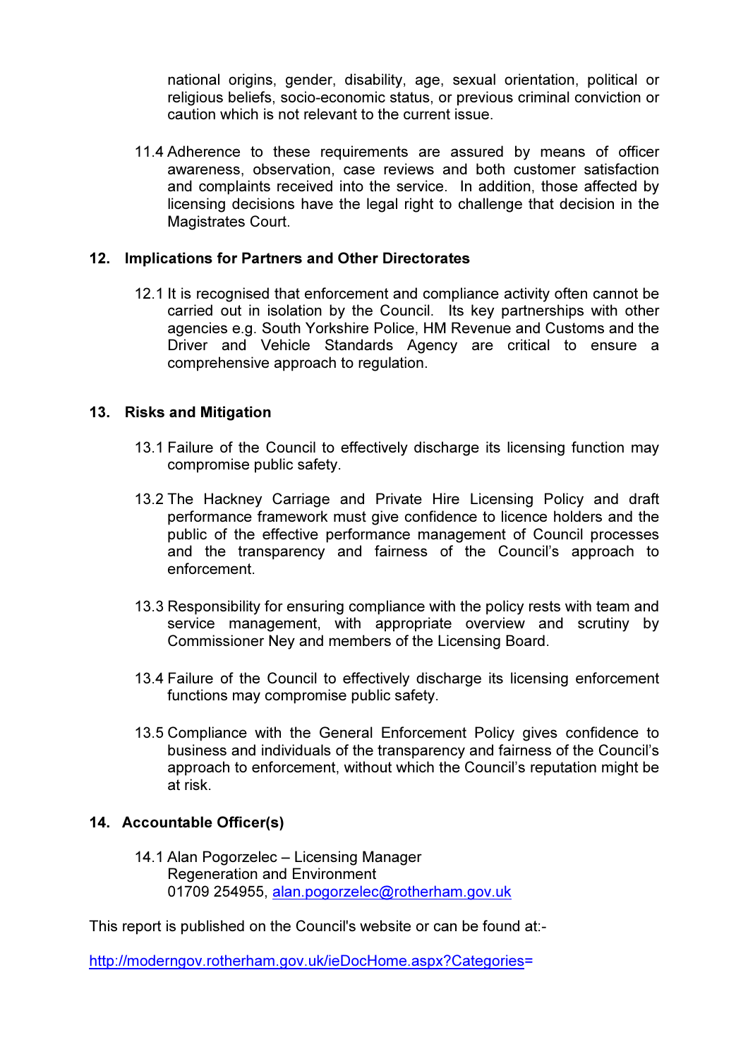national origins, gender, disability, age, sexual orientation, political or religious beliefs, socio-economic status, or previous criminal conviction or caution which is not relevant to the current issue.

11.4 Adherence to these requirements are assured by means of officer awareness, observation, case reviews and both customer satisfaction and complaints received into the service. In addition, those affected by licensing decisions have the legal right to challenge that decision in the Magistrates Court.

## 12. Implications for Partners and Other Directorates

12.1 It is recognised that enforcement and compliance activity often cannot be carried out in isolation by the Council. Its key partnerships with other agencies e.g. South Yorkshire Police, HM Revenue and Customs and the Driver and Vehicle Standards Agency are critical to ensure a comprehensive approach to regulation.

## 13. Risks and Mitigation

13.1 Failure of the Council to effectively discharge its licensing function may compromise public safety.

13.2 The Hackney Carriage and Private Hire Licensing Policy and draft performance framework must give confidence to licence holders and the public of the effective performance management of Council processes and the transparency and fairness of the Council's approach to enforcement.

13.3 Responsibility for ensuring compliance with the policy rests with team and service management, with appropriate overview and scrutiny by Commissioner Ney and members of the Licensing Board.

13.4 Failure of the Council to effectively discharge its licensing enforcement functions may compromise public safety.

13.5 Compliance with the General Enforcement Policy gives confidence to business and individuals of the transparency and fairness of the Council's approach to enforcement, without which the Council's reputation might be at risk.

## 14. Accountable Officer(s)

14.1 Alan Pogorzelec – Licensing Manager
Regeneration and Environment
01709 254955, alan.pogorzelec@rotherham.gov.uk

This report is published on the Council's website or can be found at:-

http://moderngov.rotherham.gov.uk/ieDocHome.aspx?Categories=